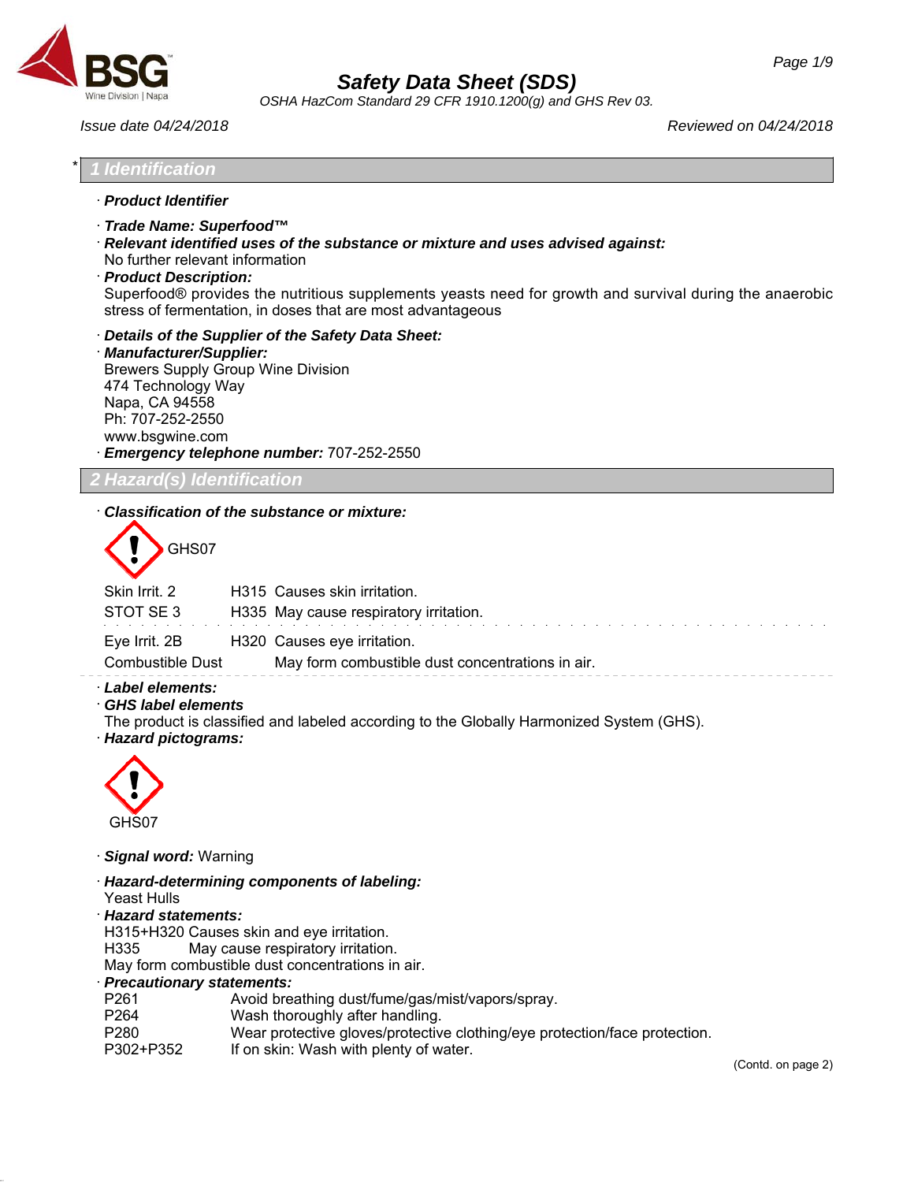# Safety Data Sheet (SDS)

*OSHA HazCom Standard 29 CFR 1910.1200(g) and GHS Rev 03.*

*Issue date 04/24/2018* — *Reviewed on 04/24/2018*

## * 1 Identification

· **Product Identifier**

· **Trade Name: Superfood™**

· **Relevant identified uses of the substance or mixture and uses advised against:**
No further relevant information

· **Product Description:**
Superfood® provides the nutritious supplements yeasts need for growth and survival during the anaerobic stress of fermentation, in doses that are most advantageous

· **Details of the Supplier of the Safety Data Sheet:**

· **Manufacturer/Supplier:**
Brewers Supply Group Wine Division
474 Technology Way
Napa, CA 94558
Ph: 707-252-2550
www.bsgwine.com

· **Emergency telephone number:** 707-252-2550

## 2 Hazard(s) Identification

· **Classification of the substance or mixture:**

GHS07

| | | |
|---|---|---|
| Skin Irrit. 2 | H315 | Causes skin irritation. |
| STOT SE 3 | H335 | May cause respiratory irritation. |
| Eye Irrit. 2B | H320 | Causes eye irritation. |
| Combustible Dust | | May form combustible dust concentrations in air. |

· **Label elements:**

· **GHS label elements**
The product is classified and labeled according to the Globally Harmonized System (GHS).

· **Hazard pictograms:**

GHS07

· **Signal word:** Warning

· **Hazard-determining components of labeling:**
Yeast Hulls

· **Hazard statements:**
H315+H320 Causes skin and eye irritation.
H335 May cause respiratory irritation.
May form combustible dust concentrations in air.

· **Precautionary statements:**

| | |
|---|---|
| P261 | Avoid breathing dust/fume/gas/mist/vapors/spray. |
| P264 | Wash thoroughly after handling. |
| P280 | Wear protective gloves/protective clothing/eye protection/face protection. |
| P302+P352 | If on skin: Wash with plenty of water. |

(Contd. on page 2)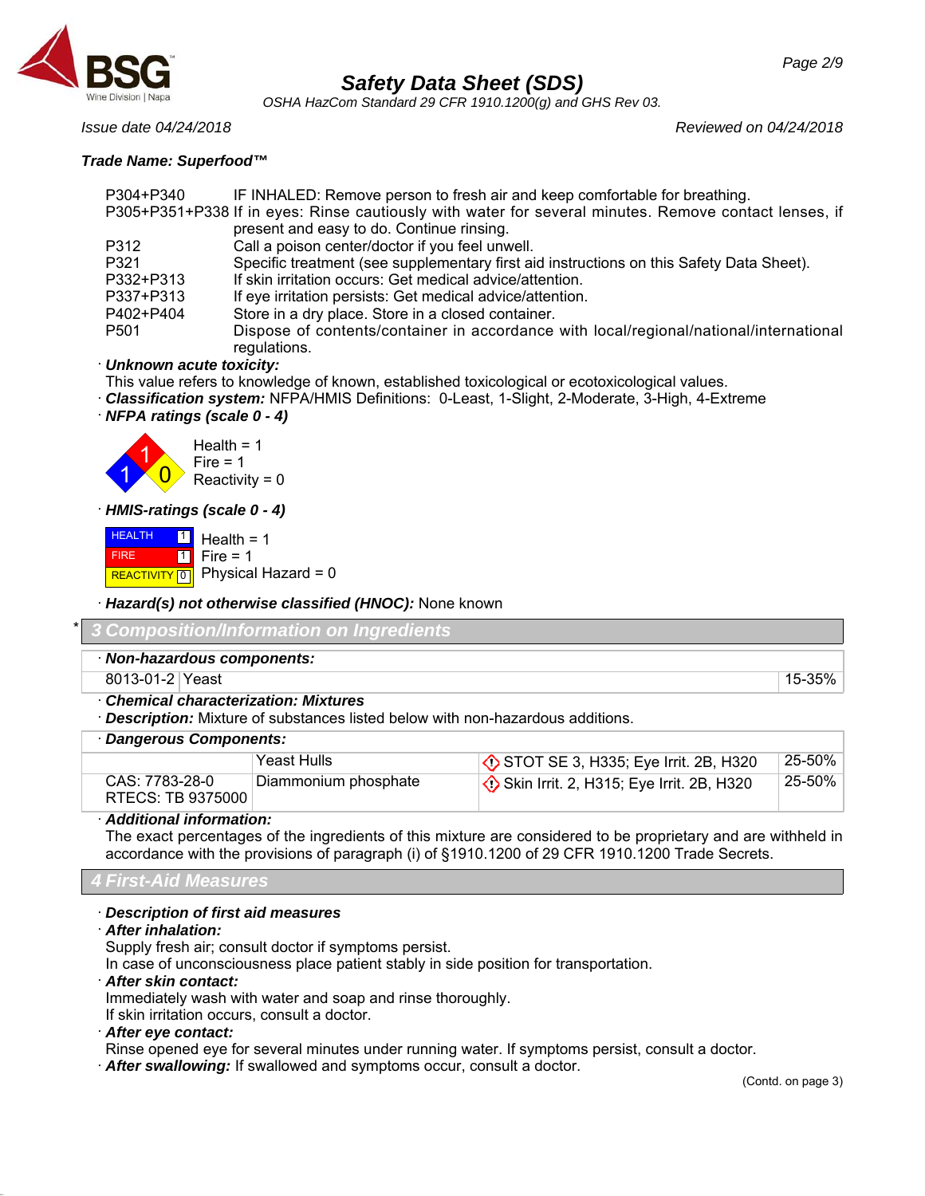**Trade Name: Superfood™**

| | |
|---|---|
| P304+P340 | IF INHALED: Remove person to fresh air and keep comfortable for breathing. |
| P305+P351+P338 | If in eyes: Rinse cautiously with water for several minutes. Remove contact lenses, if present and easy to do. Continue rinsing. |
| P312 | Call a poison center/doctor if you feel unwell. |
| P321 | Specific treatment (see supplementary first aid instructions on this Safety Data Sheet). |
| P332+P313 | If skin irritation occurs: Get medical advice/attention. |
| P337+P313 | If eye irritation persists: Get medical advice/attention. |
| P402+P404 | Store in a dry place. Store in a closed container. |
| P501 | Dispose of contents/container in accordance with local/regional/national/international regulations. |

· ***Unknown acute toxicity:***
This value refers to knowledge of known, established toxicological or ecotoxicological values.

· ***Classification system:*** NFPA/HMIS Definitions: 0-Least, 1-Slight, 2-Moderate, 3-High, 4-Extreme

· ***NFPA ratings (scale 0 - 4)***

Health = 1
Fire = 1
Reactivity = 0

· ***HMIS-ratings (scale 0 - 4)***

| | | |
|---|---|---|
| HEALTH | 1 | Health = 1 |
| FIRE | 1 | Fire = 1 |
| REACTIVITY | 0 | Physical Hazard = 0 |

· ***Hazard(s) not otherwise classified (HNOC):*** None known

## * 3 Composition/Information on Ingredients

· ***Non-hazardous components:***

| | | |
|---|---|---|
| 8013-01-2 | Yeast | 15-35% |

· ***Chemical characterization: Mixtures***

· ***Description:*** Mixture of substances listed below with non-hazardous additions.

· ***Dangerous Components:***

| | | | |
|---|---|---|---|
| | Yeast Hulls | STOT SE 3, H335; Eye Irrit. 2B, H320 | 25-50% |
| CAS: 7783-28-0<br>RTECS: TB 9375000 | Diammonium phosphate | Skin Irrit. 2, H315; Eye Irrit. 2B, H320 | 25-50% |

· ***Additional information:***
The exact percentages of the ingredients of this mixture are considered to be proprietary and are withheld in accordance with the provisions of paragraph (i) of §1910.1200 of 29 CFR 1910.1200 Trade Secrets.

## 4 First-Aid Measures

· ***Description of first aid measures***

· ***After inhalation:***
Supply fresh air; consult doctor if symptoms persist.
In case of unconsciousness place patient stably in side position for transportation.

· ***After skin contact:***
Immediately wash with water and soap and rinse thoroughly.
If skin irritation occurs, consult a doctor.

· ***After eye contact:***
Rinse opened eye for several minutes under running water. If symptoms persist, consult a doctor.

· ***After swallowing:*** If swallowed and symptoms occur, consult a doctor.

(Contd. on page 3)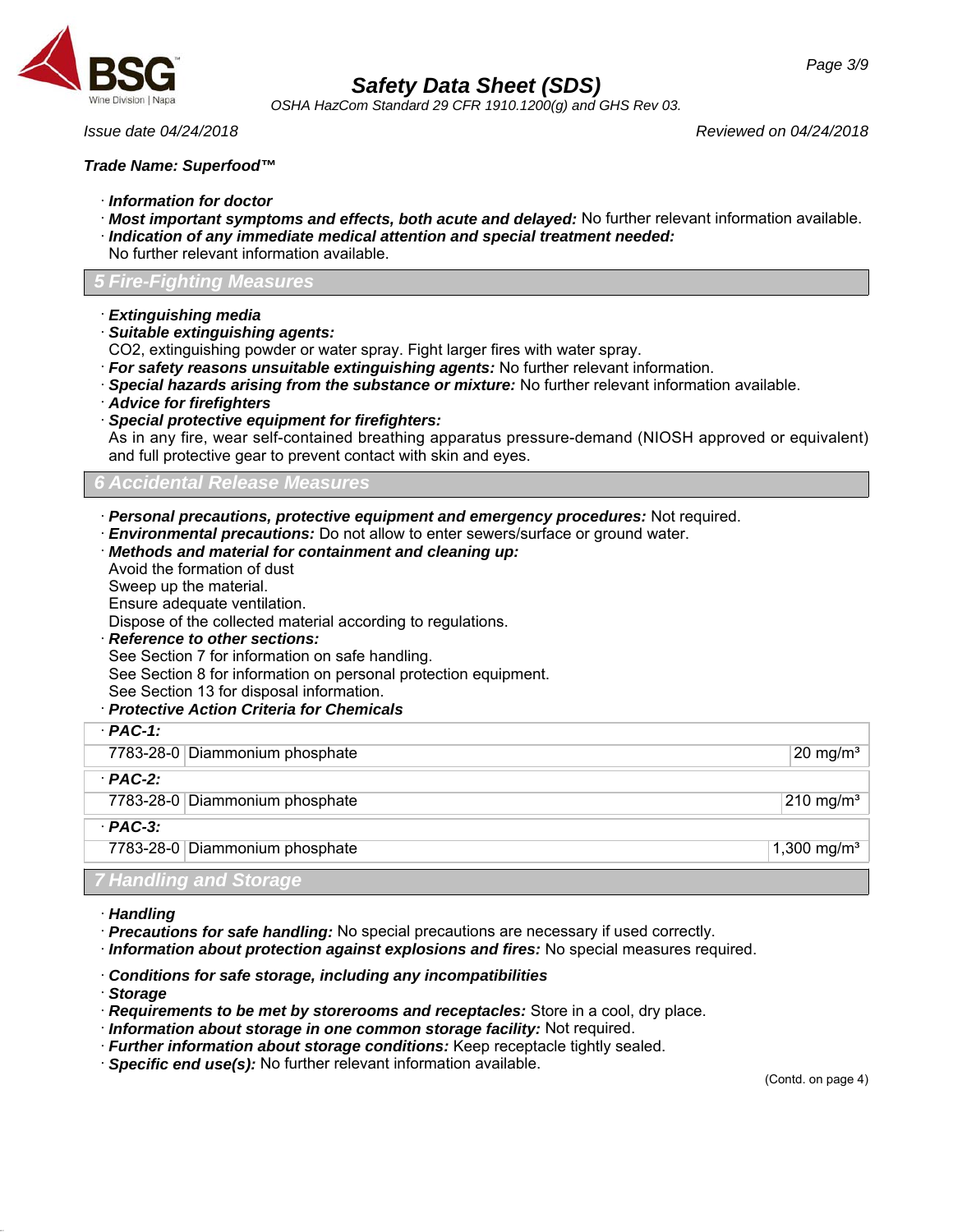**Trade Name: Superfood™**

· ***Information for doctor***
· ***Most important symptoms and effects, both acute and delayed:*** No further relevant information available.
· ***Indication of any immediate medical attention and special treatment needed:***
No further relevant information available.

## 5 Fire-Fighting Measures

· ***Extinguishing media***
· ***Suitable extinguishing agents:***
$CO_2$, extinguishing powder or water spray. Fight larger fires with water spray.
· ***For safety reasons unsuitable extinguishing agents:*** No further relevant information.
· ***Special hazards arising from the substance or mixture:*** No further relevant information available.
· ***Advice for firefighters***
· ***Special protective equipment for firefighters:***
As in any fire, wear self-contained breathing apparatus pressure-demand (NIOSH approved or equivalent) and full protective gear to prevent contact with skin and eyes.

## 6 Accidental Release Measures

· ***Personal precautions, protective equipment and emergency procedures:*** Not required.
· ***Environmental precautions:*** Do not allow to enter sewers/surface or ground water.
· ***Methods and material for containment and cleaning up:***
Avoid the formation of dust
Sweep up the material.
Ensure adequate ventilation.
Dispose of the collected material according to regulations.
· ***Reference to other sections:***
See Section 7 for information on safe handling.
See Section 8 for information on personal protection equipment.
See Section 13 for disposal information.
· ***Protective Action Criteria for Chemicals***

| · ***PAC-1:*** | | |
|---|---|---|
| 7783-28-0 | Diammonium phosphate | 20 mg/m³ |
| · ***PAC-2:*** | | |
| 7783-28-0 | Diammonium phosphate | 210 mg/m³ |
| · ***PAC-3:*** | | |
| 7783-28-0 | Diammonium phosphate | 1,300 mg/m³ |

## 7 Handling and Storage

· ***Handling***
· ***Precautions for safe handling:*** No special precautions are necessary if used correctly.
· ***Information about protection against explosions and fires:*** No special measures required.

· ***Conditions for safe storage, including any incompatibilities***
· ***Storage***
· ***Requirements to be met by storerooms and receptacles:*** Store in a cool, dry place.
· ***Information about storage in one common storage facility:*** Not required.
· ***Further information about storage conditions:*** Keep receptacle tightly sealed.
· ***Specific end use(s):*** No further relevant information available.

(Contd. on page 4)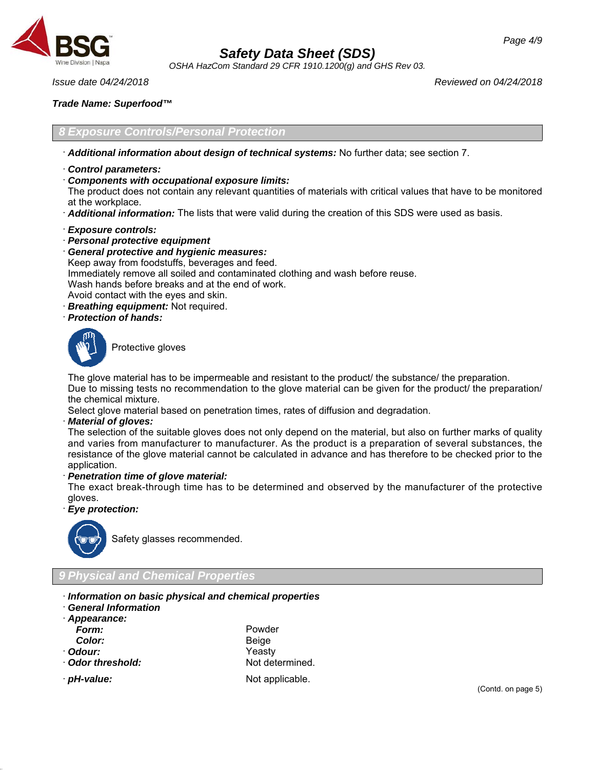Trade Name: Superfood™

## 8 Exposure Controls/Personal Protection

· **Additional information about design of technical systems:** No further data; see section 7.

· **Control parameters:**
· **Components with occupational exposure limits:**
The product does not contain any relevant quantities of materials with critical values that have to be monitored at the workplace.
· **Additional information:** The lists that were valid during the creation of this SDS were used as basis.

· **Exposure controls:**
· **Personal protective equipment**
· **General protective and hygienic measures:**
Keep away from foodstuffs, beverages and feed.
Immediately remove all soiled and contaminated clothing and wash before reuse.
Wash hands before breaks and at the end of work.
Avoid contact with the eyes and skin.
· **Breathing equipment:** Not required.
· **Protection of hands:**

Protective gloves

The glove material has to be impermeable and resistant to the product/ the substance/ the preparation.
Due to missing tests no recommendation to the glove material can be given for the product/ the preparation/ the chemical mixture.
Select glove material based on penetration times, rates of diffusion and degradation.
· **Material of gloves:**
The selection of the suitable gloves does not only depend on the material, but also on further marks of quality and varies from manufacturer to manufacturer. As the product is a preparation of several substances, the resistance of the glove material cannot be calculated in advance and has therefore to be checked prior to the application.
· **Penetration time of glove material:**
The exact break-through time has to be determined and observed by the manufacturer of the protective gloves.
· **Eye protection:**

Safety glasses recommended.

## 9 Physical and Chemical Properties

· **Information on basic physical and chemical properties**
· **General Information**
· **Appearance:**

| | |
|---|---|
| **Form:** | Powder |
| **Color:** | Beige |
| · **Odour:** | Yeasty |
| · **Odor threshold:** | Not determined. |
| · **pH-value:** | Not applicable. |

(Contd. on page 5)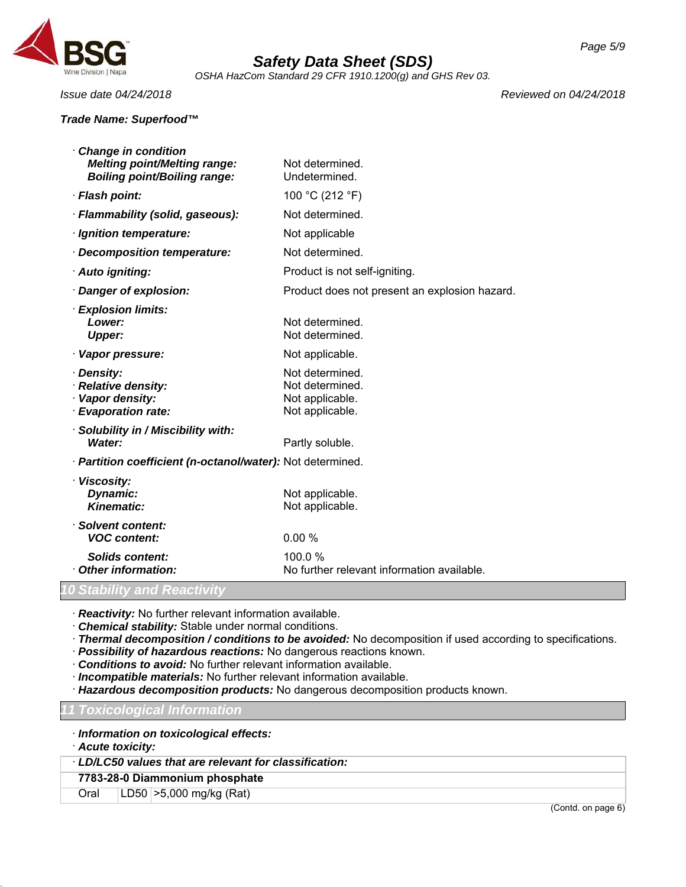**Trade Name: Superfood™**

| | |
|---|---|
| · ***Change in condition*** | |
| ***Melting point/Melting range:*** | Not determined. |
| ***Boiling point/Boiling range:*** | Undetermined. |
| · ***Flash point:*** | 100 °C (212 °F) |
| · ***Flammability (solid, gaseous):*** | Not determined. |
| · ***Ignition temperature:*** | Not applicable |
| · ***Decomposition temperature:*** | Not determined. |
| · ***Auto igniting:*** | Product is not self-igniting. |
| · ***Danger of explosion:*** | Product does not present an explosion hazard. |
| · ***Explosion limits:*** | |
| ***Lower:*** | Not determined. |
| ***Upper:*** | Not determined. |
| · ***Vapor pressure:*** | Not applicable. |
| · ***Density:*** | Not determined. |
| · ***Relative density:*** | Not determined. |
| · ***Vapor density:*** | Not applicable. |
| · ***Evaporation rate:*** | Not applicable. |
| · ***Solubility in / Miscibility with:*** | |
| ***Water:*** | Partly soluble. |
| · ***Partition coefficient (n-octanol/water):*** | Not determined. |
| · ***Viscosity:*** | |
| ***Dynamic:*** | Not applicable. |
| ***Kinematic:*** | Not applicable. |
| · ***Solvent content:*** | |
| ***VOC content:*** | 0.00 % |
| ***Solids content:*** | 100.0 % |
| · ***Other information:*** | No further relevant information available. |

## 10 Stability and Reactivity

· ***Reactivity:*** No further relevant information available.
· ***Chemical stability:*** Stable under normal conditions.
· ***Thermal decomposition / conditions to be avoided:*** No decomposition if used according to specifications.
· ***Possibility of hazardous reactions:*** No dangerous reactions known.
· ***Conditions to avoid:*** No further relevant information available.
· ***Incompatible materials:*** No further relevant information available.
· ***Hazardous decomposition products:*** No dangerous decomposition products known.

## 11 Toxicological Information

· ***Information on toxicological effects:***
· ***Acute toxicity:***

| · ***LD/LC50 values that are relevant for classification:*** | | |
|---|---|---|
| **7783-28-0 Diammonium phosphate** | | |
| Oral | LD50 | >5,000 mg/kg (Rat) |

(Contd. on page 6)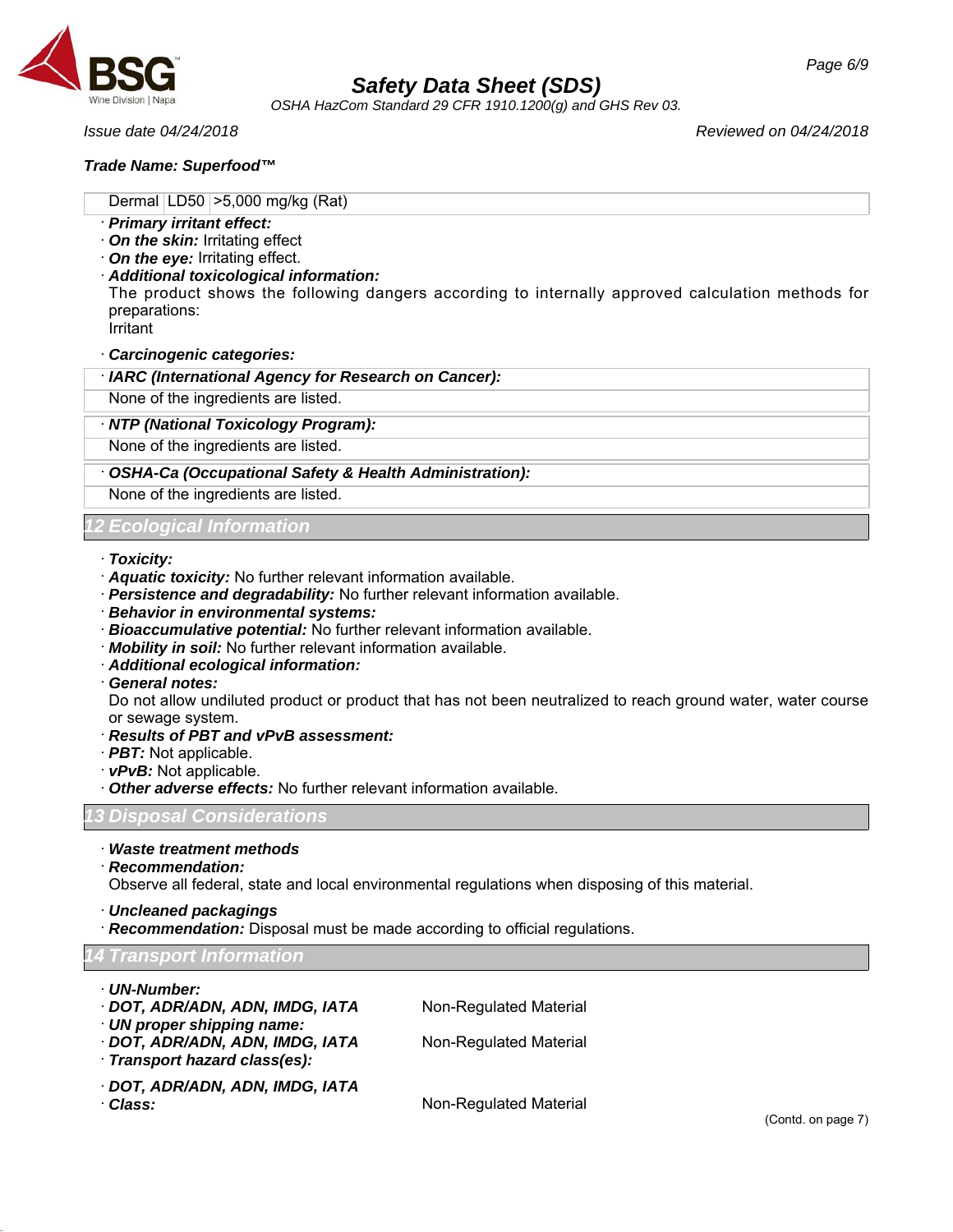| Dermal | LD50 | >5,000 mg/kg (Rat) |
|---|---|---|

· **Primary irritant effect:**
· **On the skin:** Irritating effect
· **On the eye:** Irritating effect.
· **Additional toxicological information:**
The product shows the following dangers according to internally approved calculation methods for preparations:
Irritant

· **Carcinogenic categories:**

| · IARC (International Agency for Research on Cancer): |
|---|
| None of the ingredients are listed. |

| · NTP (National Toxicology Program): |
|---|
| None of the ingredients are listed. |

| · OSHA-Ca (Occupational Safety & Health Administration): |
|---|
| None of the ingredients are listed. |

## 12 Ecological Information

· **Toxicity:**
· **Aquatic toxicity:** No further relevant information available.
· **Persistence and degradability:** No further relevant information available.
· **Behavior in environmental systems:**
· **Bioaccumulative potential:** No further relevant information available.
· **Mobility in soil:** No further relevant information available.
· **Additional ecological information:**
· **General notes:**
Do not allow undiluted product or product that has not been neutralized to reach ground water, water course or sewage system.
· **Results of PBT and vPvB assessment:**
· **PBT:** Not applicable.
· **vPvB:** Not applicable.
· **Other adverse effects:** No further relevant information available.

## 13 Disposal Considerations

· **Waste treatment methods**
· **Recommendation:**
Observe all federal, state and local environmental regulations when disposing of this material.

· **Uncleaned packagings**
· **Recommendation:** Disposal must be made according to official regulations.

## 14 Transport Information

· **UN-Number:**
· **DOT, ADR/ADN, ADN, IMDG, IATA** Non-Regulated Material
· **UN proper shipping name:**
· **DOT, ADR/ADN, ADN, IMDG, IATA** Non-Regulated Material
· **Transport hazard class(es):**

· **DOT, ADR/ADN, ADN, IMDG, IATA**
· **Class:** Non-Regulated Material

(Contd. on page 7)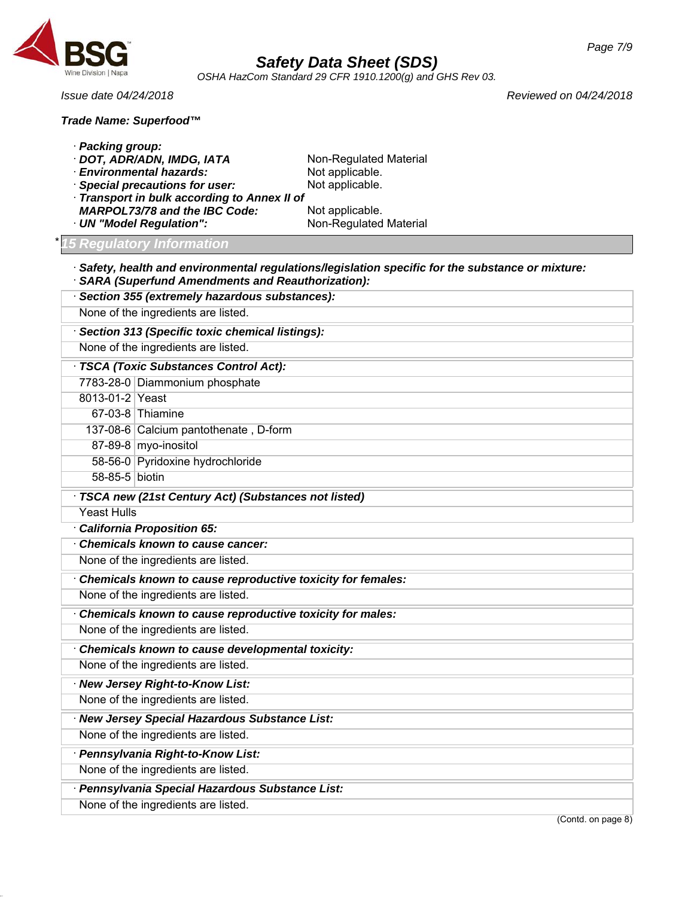Trade Name: Superfood™

· **Packing group:**
· **DOT, ADR/ADN, IMDG, IATA** Non-Regulated Material
· **Environmental hazards:** Not applicable.
· **Special precautions for user:** Not applicable.
· **Transport in bulk according to Annex II of MARPOL73/78 and the IBC Code:** Not applicable.
· **UN "Model Regulation":** Non-Regulated Material

## * 15 Regulatory Information

· **Safety, health and environmental regulations/legislation specific for the substance or mixture:**
· **SARA (Superfund Amendments and Reauthorization):**

· **Section 355 (extremely hazardous substances):**

None of the ingredients are listed.

· **Section 313 (Specific toxic chemical listings):**

None of the ingredients are listed.

· **TSCA (Toxic Substances Control Act):**

| | |
|---|---|
| 7783-28-0 | Diammonium phosphate |
| 8013-01-2 | Yeast |
| 67-03-8 | Thiamine |
| 137-08-6 | Calcium pantothenate , D-form |
| 87-89-8 | myo-inositol |
| 58-56-0 | Pyridoxine hydrochloride |
| 58-85-5 | biotin |

· **TSCA new (21st Century Act) (Substances not listed)**

Yeast Hulls

· **California Proposition 65:**

· **Chemicals known to cause cancer:**

None of the ingredients are listed.

· **Chemicals known to cause reproductive toxicity for females:**

None of the ingredients are listed.

· **Chemicals known to cause reproductive toxicity for males:**

None of the ingredients are listed.

· **Chemicals known to cause developmental toxicity:**

None of the ingredients are listed.

· **New Jersey Right-to-Know List:**

None of the ingredients are listed.

· **New Jersey Special Hazardous Substance List:**

None of the ingredients are listed.

· **Pennsylvania Right-to-Know List:**

None of the ingredients are listed.

· **Pennsylvania Special Hazardous Substance List:**

None of the ingredients are listed.

(Contd. on page 8)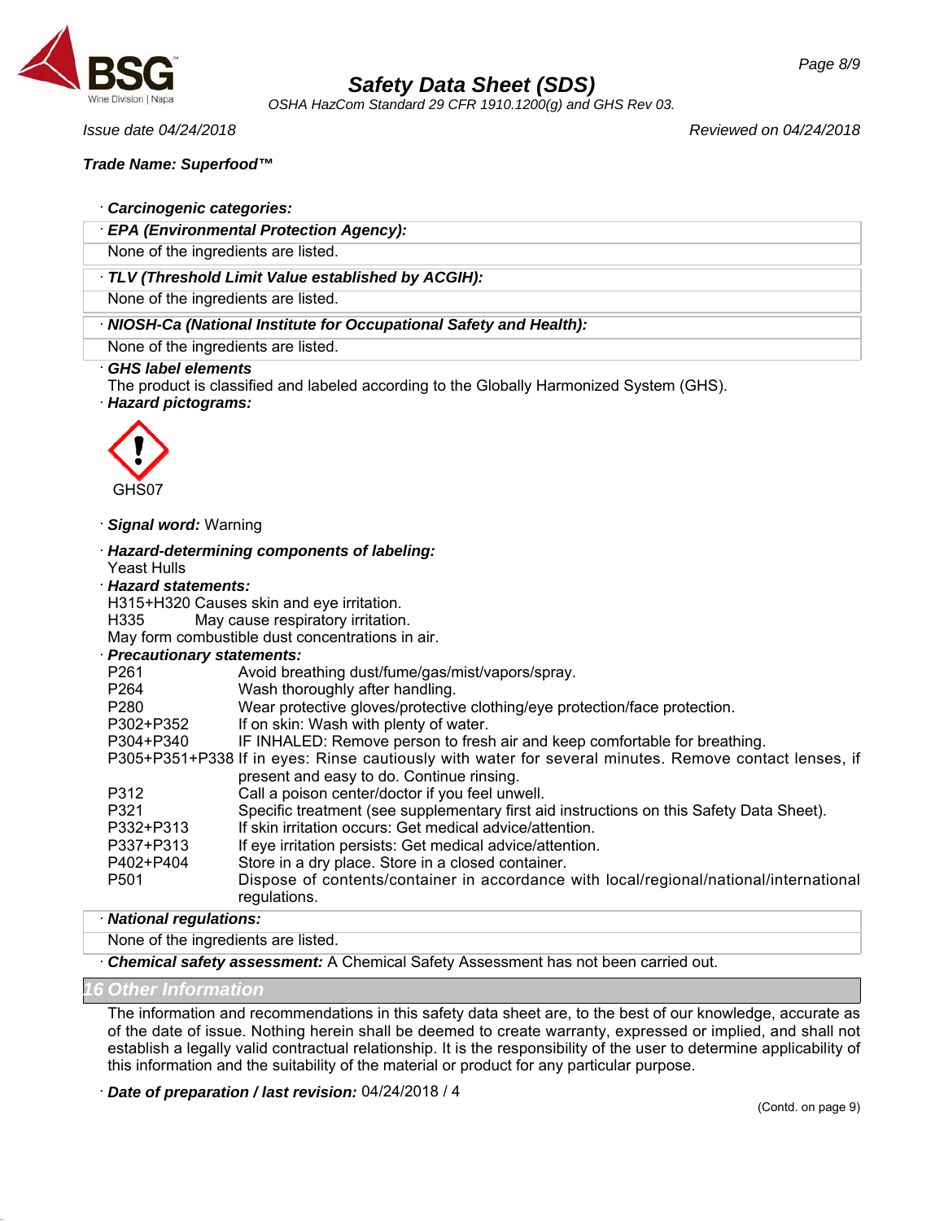· **Carcinogenic categories:**

· ***EPA (Environmental Protection Agency):***

None of the ingredients are listed.

· ***TLV (Threshold Limit Value established by ACGIH):***

None of the ingredients are listed.

· ***NIOSH-Ca (National Institute for Occupational Safety and Health):***

None of the ingredients are listed.

· ***GHS label elements***

The product is classified and labeled according to the Globally Harmonized System (GHS).

· ***Hazard pictograms:***

GHS07

· ***Signal word:*** Warning

· ***Hazard-determining components of labeling:***

Yeast Hulls

· ***Hazard statements:***

H315+H320 Causes skin and eye irritation.

H335 May cause respiratory irritation.

May form combustible dust concentrations in air.

· ***Precautionary statements:***

| | |
|---|---|
| P261 | Avoid breathing dust/fume/gas/mist/vapors/spray. |
| P264 | Wash thoroughly after handling. |
| P280 | Wear protective gloves/protective clothing/eye protection/face protection. |
| P302+P352 | If on skin: Wash with plenty of water. |
| P304+P340 | IF INHALED: Remove person to fresh air and keep comfortable for breathing. |
| P305+P351+P338 | If in eyes: Rinse cautiously with water for several minutes. Remove contact lenses, if present and easy to do. Continue rinsing. |
| P312 | Call a poison center/doctor if you feel unwell. |
| P321 | Specific treatment (see supplementary first aid instructions on this Safety Data Sheet). |
| P332+P313 | If skin irritation occurs: Get medical advice/attention. |
| P337+P313 | If eye irritation persists: Get medical advice/attention. |
| P402+P404 | Store in a dry place. Store in a closed container. |
| P501 | Dispose of contents/container in accordance with local/regional/national/international regulations. |

· ***National regulations:***

None of the ingredients are listed.

· ***Chemical safety assessment:*** A Chemical Safety Assessment has not been carried out.

## 16 Other Information

The information and recommendations in this safety data sheet are, to the best of our knowledge, accurate as of the date of issue. Nothing herein shall be deemed to create warranty, expressed or implied, and shall not establish a legally valid contractual relationship. It is the responsibility of the user to determine applicability of this information and the suitability of the material or product for any particular purpose.

· ***Date of preparation / last revision:*** 04/24/2018 / 4

(Contd. on page 9)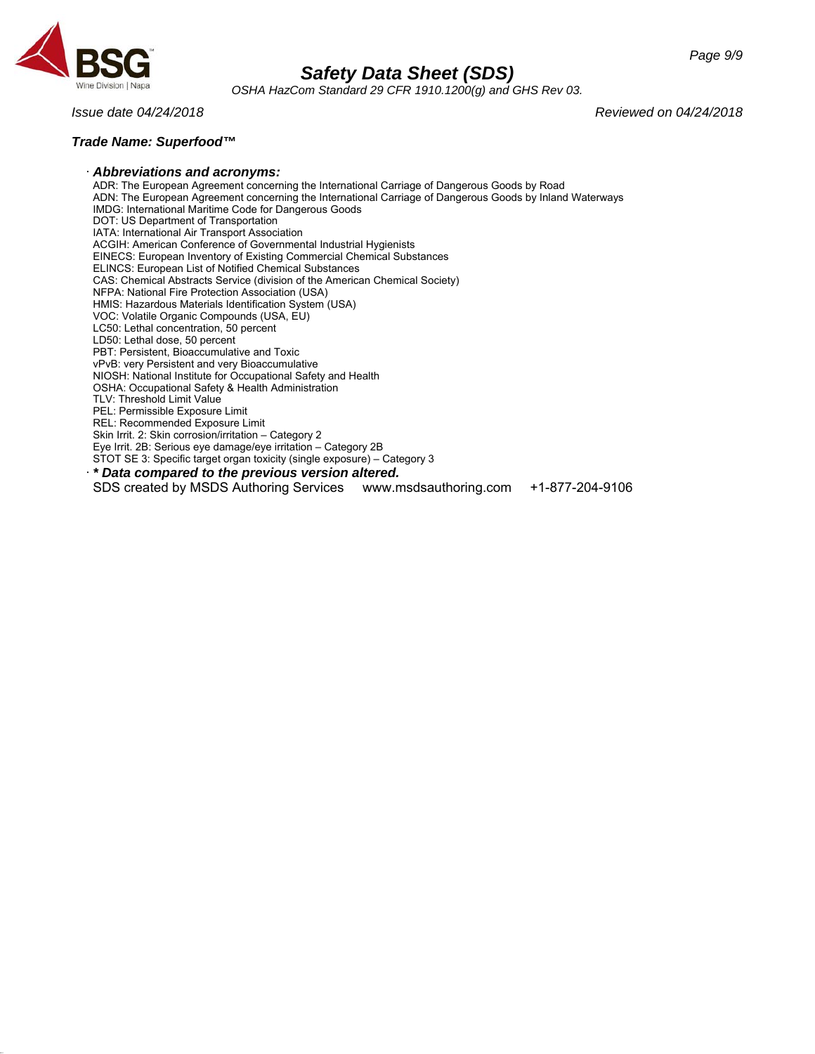## Trade Name: Superfood™

· ***Abbreviations and acronyms:***

ADR: The European Agreement concerning the International Carriage of Dangerous Goods by Road
ADN: The European Agreement concerning the International Carriage of Dangerous Goods by Inland Waterways
IMDG: International Maritime Code for Dangerous Goods
DOT: US Department of Transportation
IATA: International Air Transport Association
ACGIH: American Conference of Governmental Industrial Hygienists
EINECS: European Inventory of Existing Commercial Chemical Substances
ELINCS: European List of Notified Chemical Substances
CAS: Chemical Abstracts Service (division of the American Chemical Society)
NFPA: National Fire Protection Association (USA)
HMIS: Hazardous Materials Identification System (USA)
VOC: Volatile Organic Compounds (USA, EU)
LC50: Lethal concentration, 50 percent
LD50: Lethal dose, 50 percent
PBT: Persistent, Bioaccumulative and Toxic
vPvB: very Persistent and very Bioaccumulative
NIOSH: National Institute for Occupational Safety and Health
OSHA: Occupational Safety & Health Administration
TLV: Threshold Limit Value
PEL: Permissible Exposure Limit
REL: Recommended Exposure Limit
Skin Irrit. 2: Skin corrosion/irritation – Category 2
Eye Irrit. 2B: Serious eye damage/eye irritation – Category 2B
STOT SE 3: Specific target organ toxicity (single exposure) – Category 3

· ***\* Data compared to the previous version altered.***

SDS created by MSDS Authoring Services www.msdsauthoring.com +1-877-204-9106